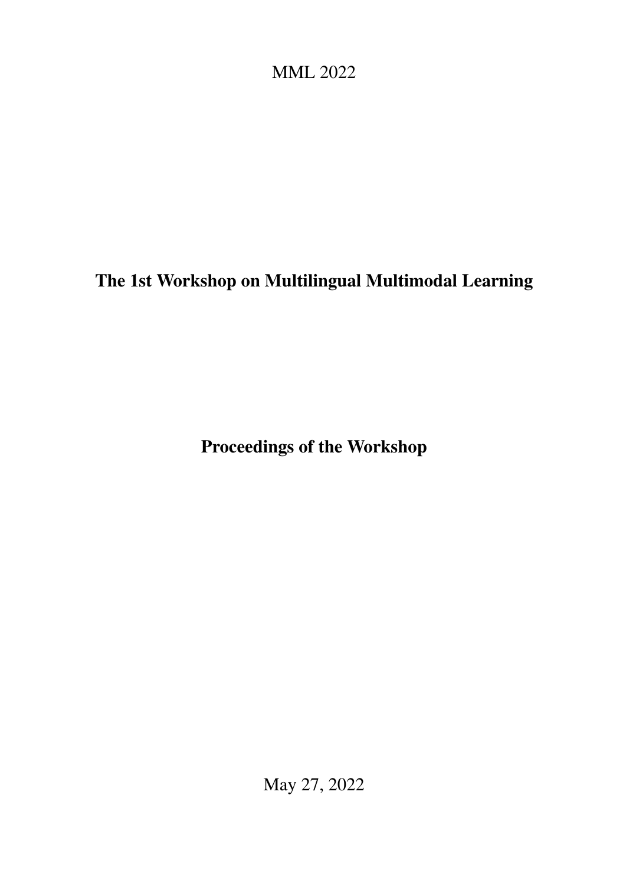MML 2022

# The 1st Workshop on Multilingual Multimodal Learning

## Proceedings of the Workshop

May 27, 2022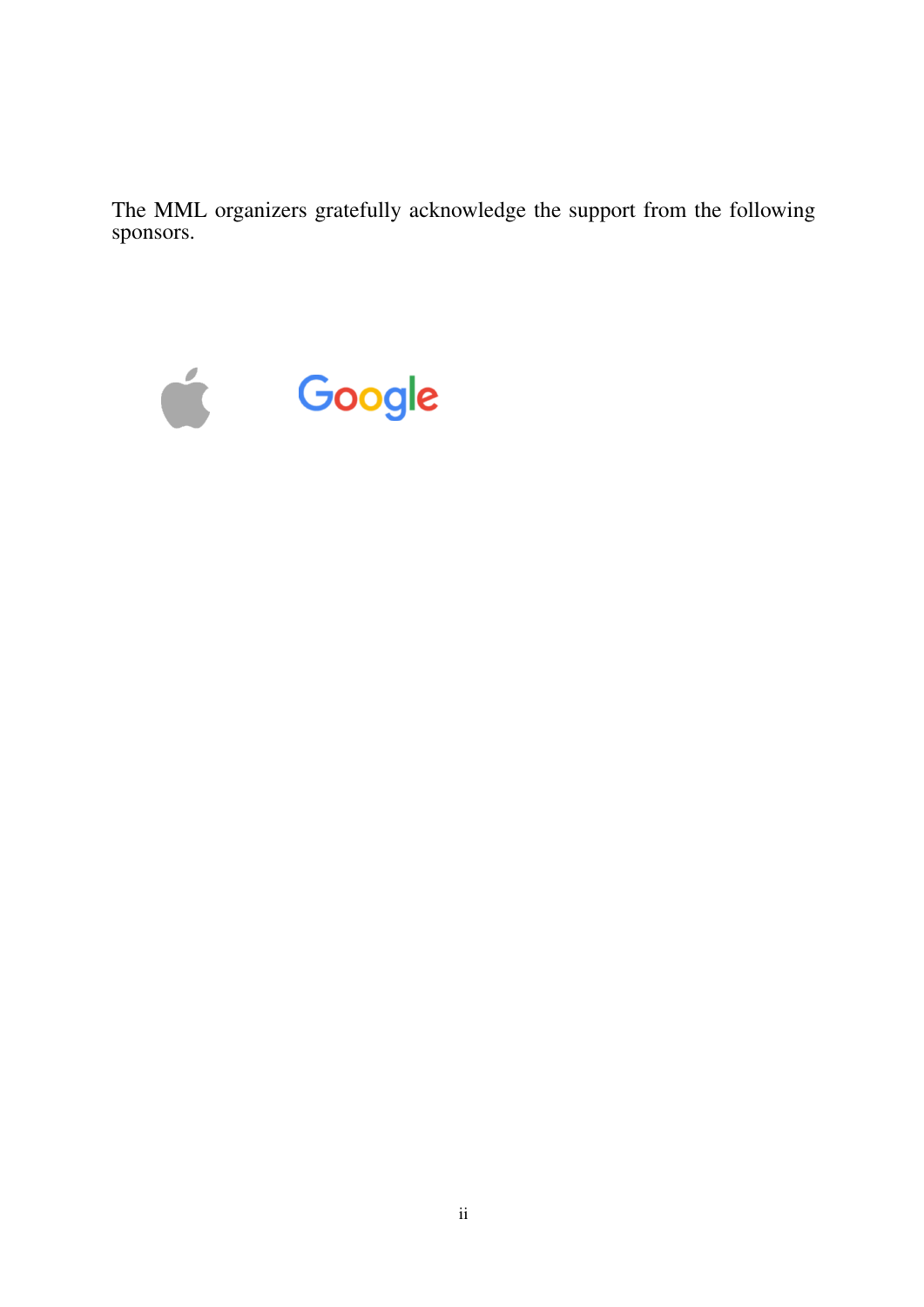The MML organizers gratefully acknowledge the support from the following sponsors.

Google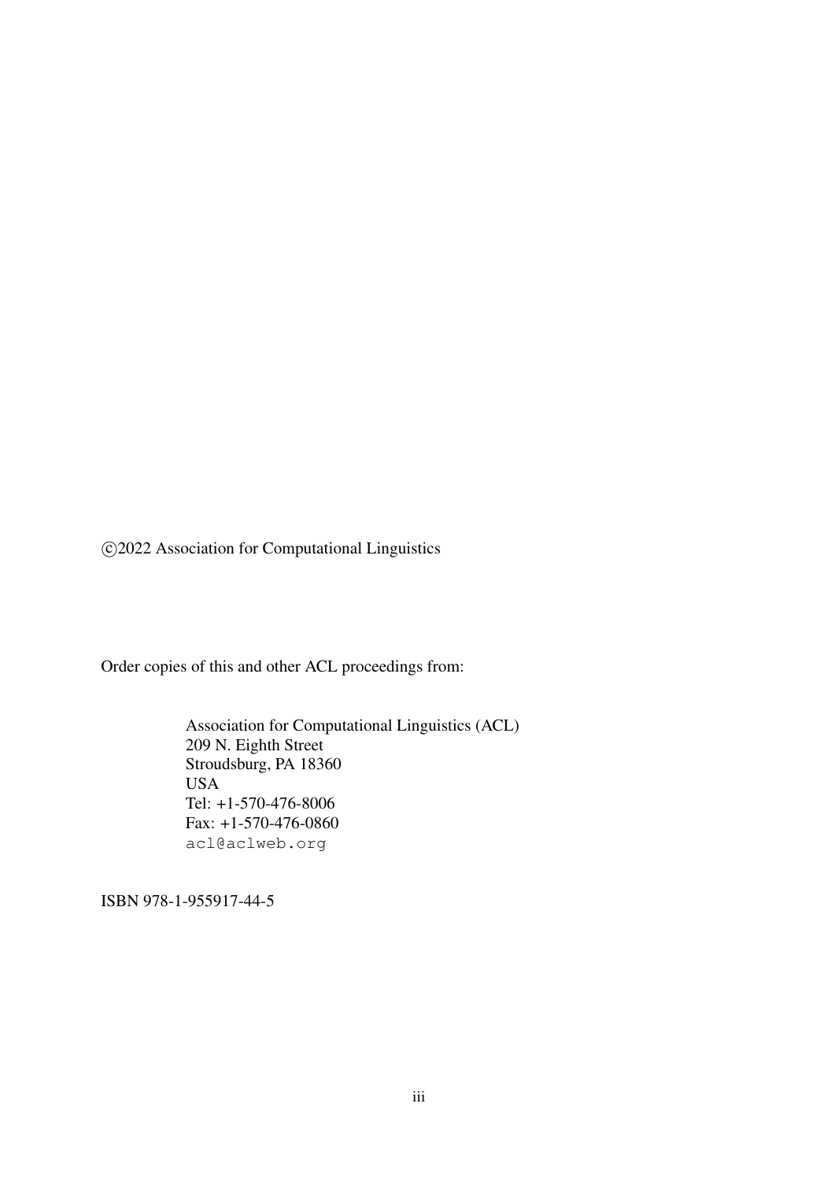©2022 Association for Computational Linguistics

Order copies of this and other ACL proceedings from:

Association for Computational Linguistics (ACL)
209 N. Eighth Street
Stroudsburg, PA 18360
USA
Tel: +1-570-476-8006
Fax: +1-570-476-0860
acl@aclweb.org

ISBN 978-1-955917-44-5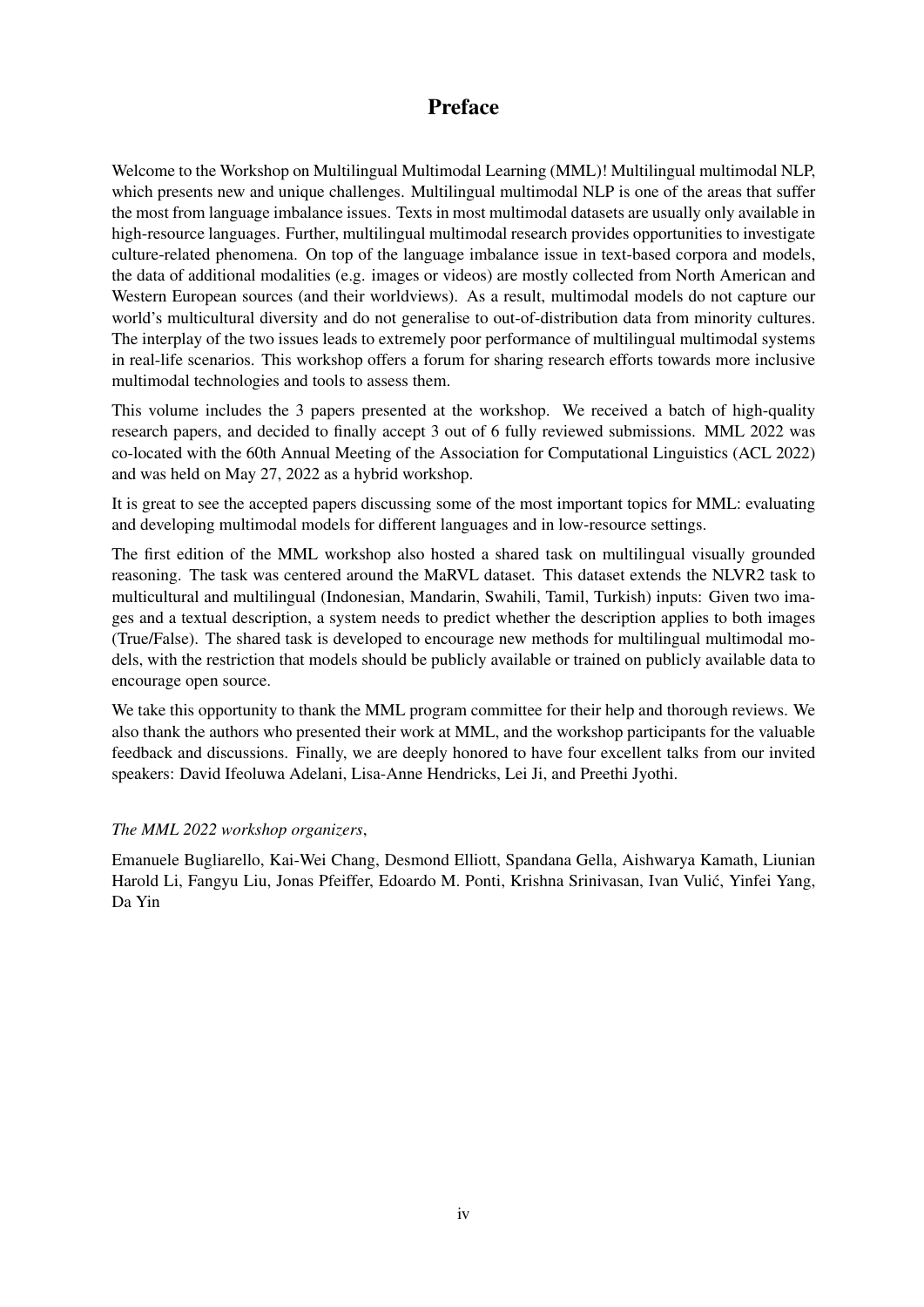# Preface

Welcome to the Workshop on Multilingual Multimodal Learning (MML)! Multilingual multimodal NLP, which presents new and unique challenges. Multilingual multimodal NLP is one of the areas that suffer the most from language imbalance issues. Texts in most multimodal datasets are usually only available in high-resource languages. Further, multilingual multimodal research provides opportunities to investigate culture-related phenomena. On top of the language imbalance issue in text-based corpora and models, the data of additional modalities (e.g. images or videos) are mostly collected from North American and Western European sources (and their worldviews). As a result, multimodal models do not capture our world's multicultural diversity and do not generalise to out-of-distribution data from minority cultures. The interplay of the two issues leads to extremely poor performance of multilingual multimodal systems in real-life scenarios. This workshop offers a forum for sharing research efforts towards more inclusive multimodal technologies and tools to assess them.

This volume includes the 3 papers presented at the workshop. We received a batch of high-quality research papers, and decided to finally accept 3 out of 6 fully reviewed submissions. MML 2022 was co-located with the 60th Annual Meeting of the Association for Computational Linguistics (ACL 2022) and was held on May 27, 2022 as a hybrid workshop.

It is great to see the accepted papers discussing some of the most important topics for MML: evaluating and developing multimodal models for different languages and in low-resource settings.

The first edition of the MML workshop also hosted a shared task on multilingual visually grounded reasoning. The task was centered around the MaRVL dataset. This dataset extends the NLVR2 task to multicultural and multilingual (Indonesian, Mandarin, Swahili, Tamil, Turkish) inputs: Given two images and a textual description, a system needs to predict whether the description applies to both images (True/False). The shared task is developed to encourage new methods for multilingual multimodal models, with the restriction that models should be publicly available or trained on publicly available data to encourage open source.

We take this opportunity to thank the MML program committee for their help and thorough reviews. We also thank the authors who presented their work at MML, and the workshop participants for the valuable feedback and discussions. Finally, we are deeply honored to have four excellent talks from our invited speakers: David Ifeoluwa Adelani, Lisa-Anne Hendricks, Lei Ji, and Preethi Jyothi.

*The MML 2022 workshop organizers*,

Emanuele Bugliarello, Kai-Wei Chang, Desmond Elliott, Spandana Gella, Aishwarya Kamath, Liunian Harold Li, Fangyu Liu, Jonas Pfeiffer, Edoardo M. Ponti, Krishna Srinivasan, Ivan Vulić, Yinfei Yang, Da Yin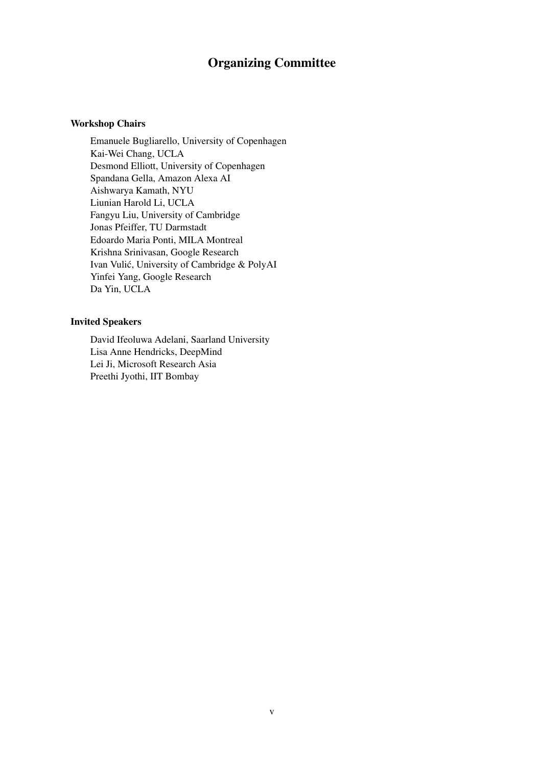# Organizing Committee

**Workshop Chairs**

Emanuele Bugliarello, University of Copenhagen
Kai-Wei Chang, UCLA
Desmond Elliott, University of Copenhagen
Spandana Gella, Amazon Alexa AI
Aishwarya Kamath, NYU
Liunian Harold Li, UCLA
Fangyu Liu, University of Cambridge
Jonas Pfeiffer, TU Darmstadt
Edoardo Maria Ponti, MILA Montreal
Krishna Srinivasan, Google Research
Ivan Vulić, University of Cambridge & PolyAI
Yinfei Yang, Google Research
Da Yin, UCLA

**Invited Speakers**

David Ifeoluwa Adelani, Saarland University
Lisa Anne Hendricks, DeepMind
Lei Ji, Microsoft Research Asia
Preethi Jyothi, IIT Bombay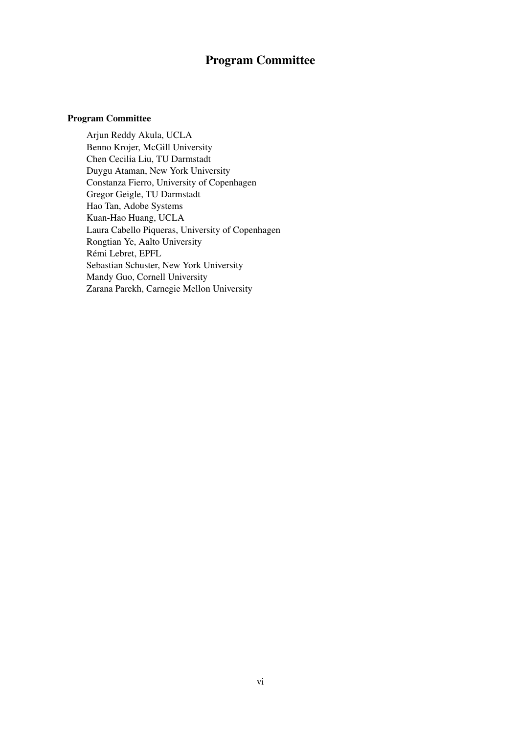# Program Committee

**Program Committee**

Arjun Reddy Akula, UCLA
Benno Krojer, McGill University
Chen Cecilia Liu, TU Darmstadt
Duygu Ataman, New York University
Constanza Fierro, University of Copenhagen
Gregor Geigle, TU Darmstadt
Hao Tan, Adobe Systems
Kuan-Hao Huang, UCLA
Laura Cabello Piqueras, University of Copenhagen
Rongtian Ye, Aalto University
Rémi Lebret, EPFL
Sebastian Schuster, New York University
Mandy Guo, Cornell University
Zarana Parekh, Carnegie Mellon University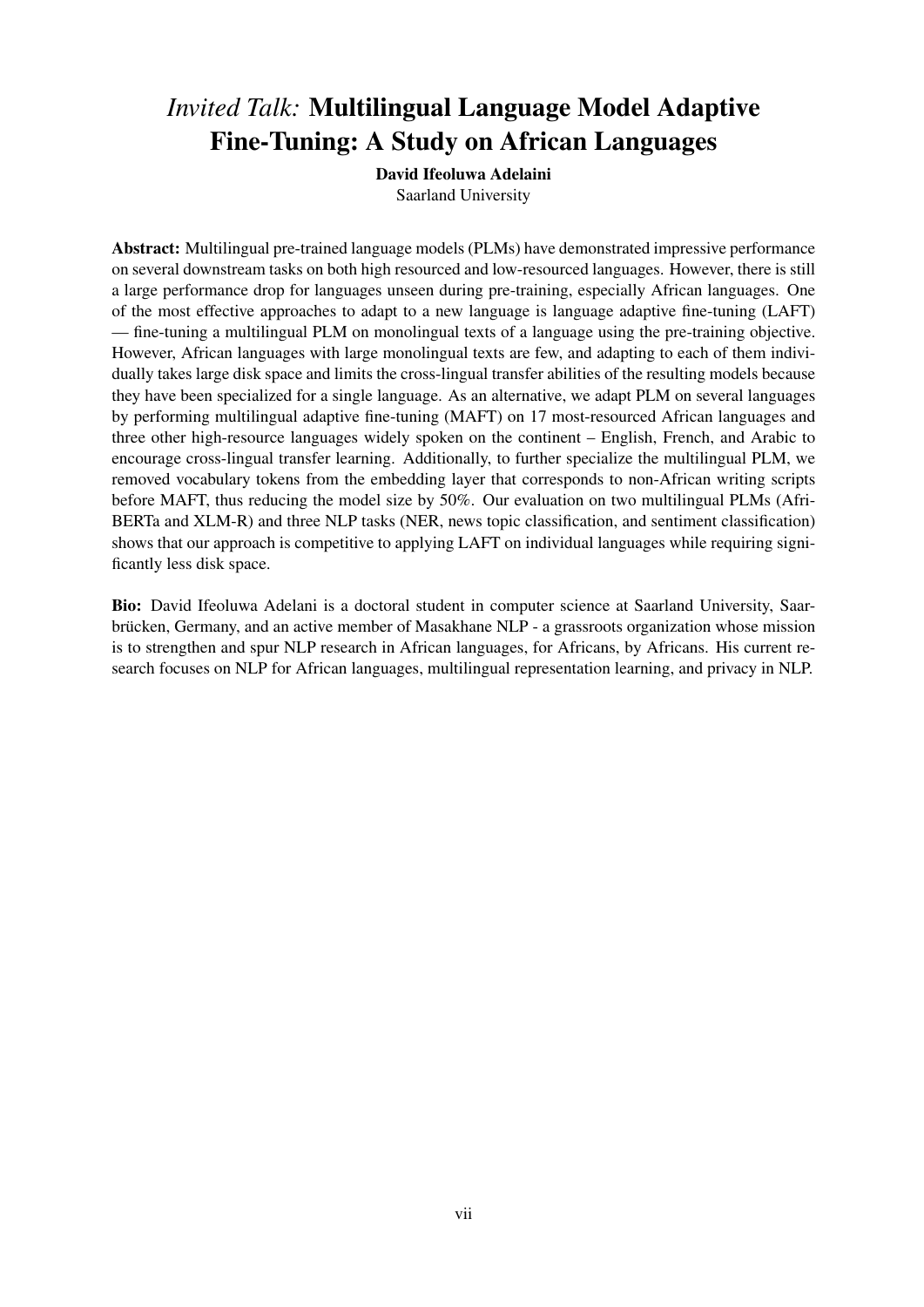# *Invited Talk:* Multilingual Language Model Adaptive Fine-Tuning: A Study on African Languages

**David Ifeoluwa Adelaini**
Saarland University

**Abstract:** Multilingual pre-trained language models (PLMs) have demonstrated impressive performance on several downstream tasks on both high resourced and low-resourced languages. However, there is still a large performance drop for languages unseen during pre-training, especially African languages. One of the most effective approaches to adapt to a new language is language adaptive fine-tuning (LAFT) — fine-tuning a multilingual PLM on monolingual texts of a language using the pre-training objective. However, African languages with large monolingual texts are few, and adapting to each of them individually takes large disk space and limits the cross-lingual transfer abilities of the resulting models because they have been specialized for a single language. As an alternative, we adapt PLM on several languages by performing multilingual adaptive fine-tuning (MAFT) on 17 most-resourced African languages and three other high-resource languages widely spoken on the continent – English, French, and Arabic to encourage cross-lingual transfer learning. Additionally, to further specialize the multilingual PLM, we removed vocabulary tokens from the embedding layer that corresponds to non-African writing scripts before MAFT, thus reducing the model size by 50%. Our evaluation on two multilingual PLMs (AfriBERTa and XLM-R) and three NLP tasks (NER, news topic classification, and sentiment classification) shows that our approach is competitive to applying LAFT on individual languages while requiring significantly less disk space.

**Bio:** David Ifeoluwa Adelani is a doctoral student in computer science at Saarland University, Saarbrücken, Germany, and an active member of Masakhane NLP - a grassroots organization whose mission is to strengthen and spur NLP research in African languages, for Africans, by Africans. His current research focuses on NLP for African languages, multilingual representation learning, and privacy in NLP.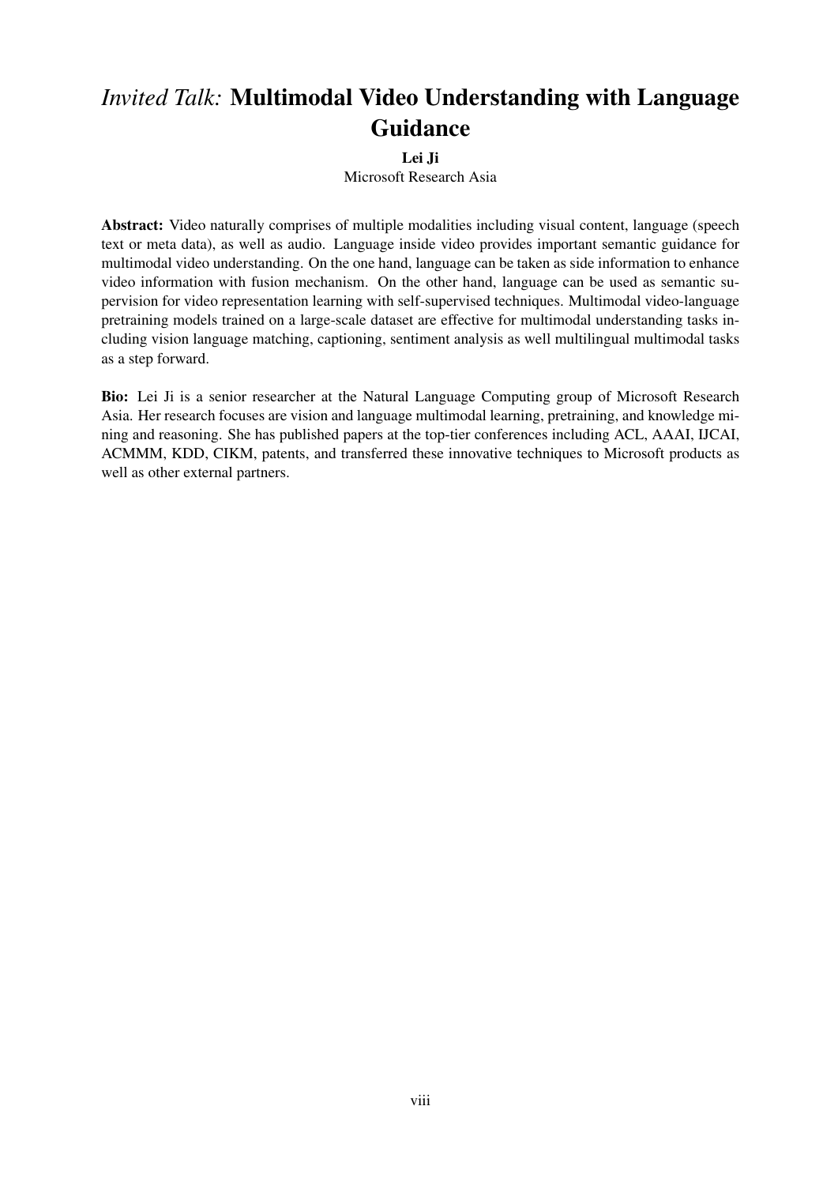# *Invited Talk:* Multimodal Video Understanding with Language Guidance

**Lei Ji**
Microsoft Research Asia

**Abstract:** Video naturally comprises of multiple modalities including visual content, language (speech text or meta data), as well as audio. Language inside video provides important semantic guidance for multimodal video understanding. On the one hand, language can be taken as side information to enhance video information with fusion mechanism. On the other hand, language can be used as semantic supervision for video representation learning with self-supervised techniques. Multimodal video-language pretraining models trained on a large-scale dataset are effective for multimodal understanding tasks including vision language matching, captioning, sentiment analysis as well multilingual multimodal tasks as a step forward.

**Bio:** Lei Ji is a senior researcher at the Natural Language Computing group of Microsoft Research Asia. Her research focuses are vision and language multimodal learning, pretraining, and knowledge mining and reasoning. She has published papers at the top-tier conferences including ACL, AAAI, IJCAI, ACMMM, KDD, CIKM, patents, and transferred these innovative techniques to Microsoft products as well as other external partners.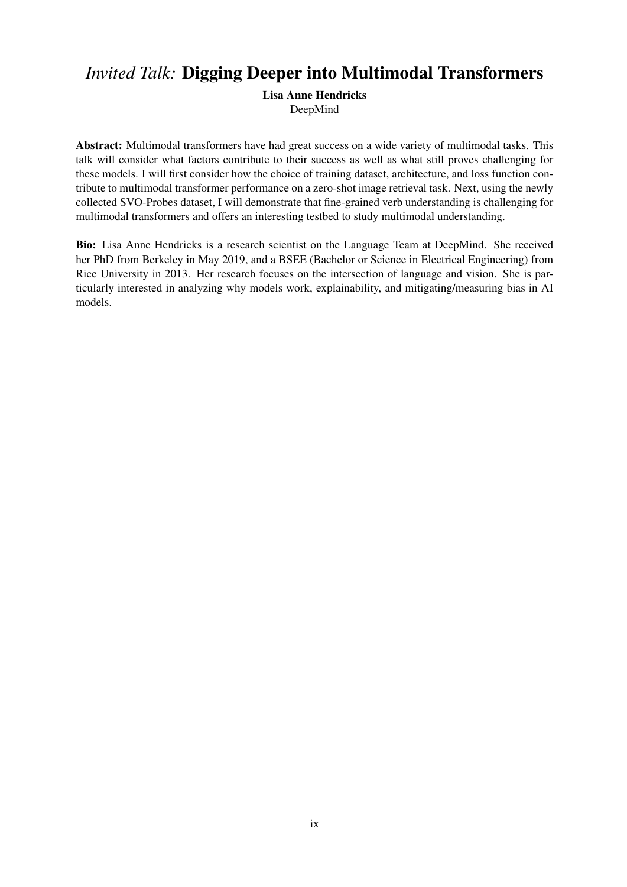# *Invited Talk:* Digging Deeper into Multimodal Transformers

**Lisa Anne Hendricks**
DeepMind

**Abstract:** Multimodal transformers have had great success on a wide variety of multimodal tasks. This talk will consider what factors contribute to their success as well as what still proves challenging for these models. I will first consider how the choice of training dataset, architecture, and loss function contribute to multimodal transformer performance on a zero-shot image retrieval task. Next, using the newly collected SVO-Probes dataset, I will demonstrate that fine-grained verb understanding is challenging for multimodal transformers and offers an interesting testbed to study multimodal understanding.

**Bio:** Lisa Anne Hendricks is a research scientist on the Language Team at DeepMind. She received her PhD from Berkeley in May 2019, and a BSEE (Bachelor or Science in Electrical Engineering) from Rice University in 2013. Her research focuses on the intersection of language and vision. She is particularly interested in analyzing why models work, explainability, and mitigating/measuring bias in AI models.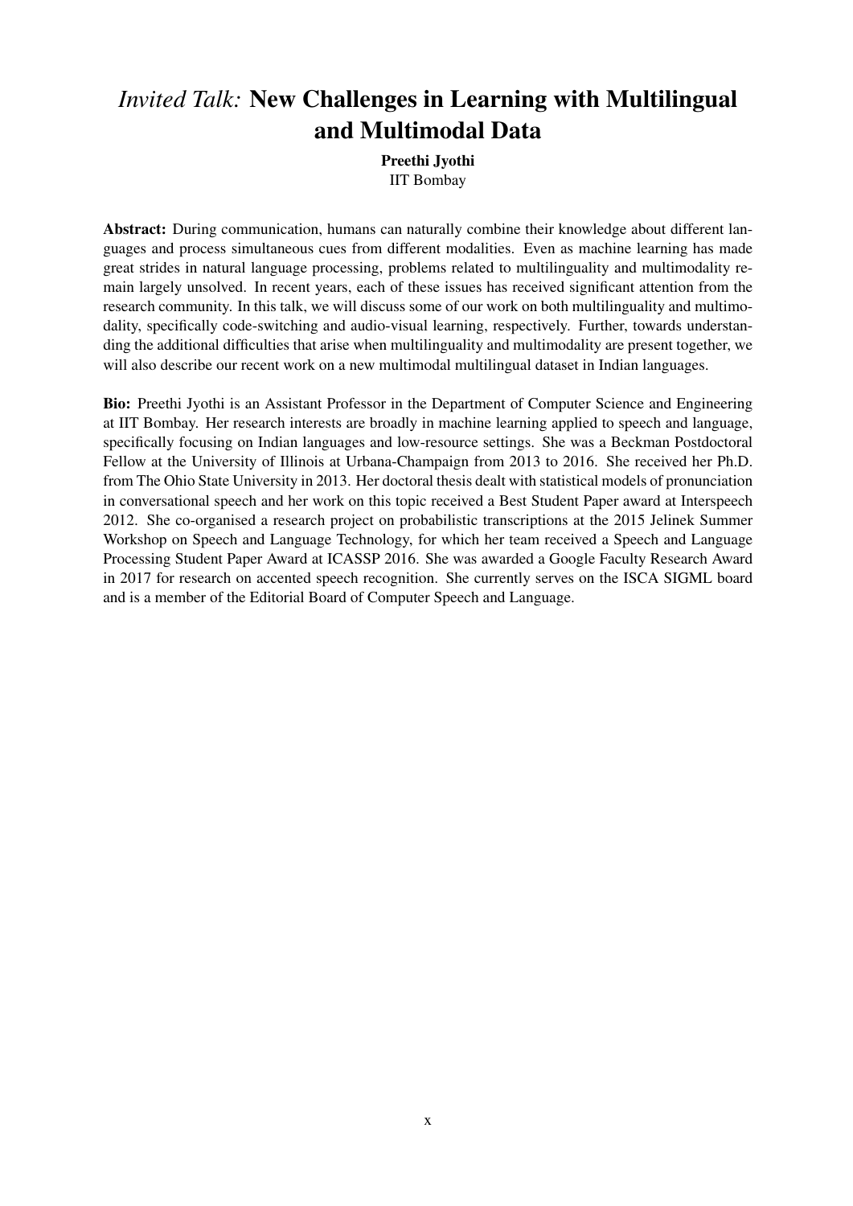# *Invited Talk:* New Challenges in Learning with Multilingual and Multimodal Data

**Preethi Jyothi**
IIT Bombay

**Abstract:** During communication, humans can naturally combine their knowledge about different languages and process simultaneous cues from different modalities. Even as machine learning has made great strides in natural language processing, problems related to multilinguality and multimodality remain largely unsolved. In recent years, each of these issues has received significant attention from the research community. In this talk, we will discuss some of our work on both multilinguality and multimodality, specifically code-switching and audio-visual learning, respectively. Further, towards understanding the additional difficulties that arise when multilinguality and multimodality are present together, we will also describe our recent work on a new multimodal multilingual dataset in Indian languages.

**Bio:** Preethi Jyothi is an Assistant Professor in the Department of Computer Science and Engineering at IIT Bombay. Her research interests are broadly in machine learning applied to speech and language, specifically focusing on Indian languages and low-resource settings. She was a Beckman Postdoctoral Fellow at the University of Illinois at Urbana-Champaign from 2013 to 2016. She received her Ph.D. from The Ohio State University in 2013. Her doctoral thesis dealt with statistical models of pronunciation in conversational speech and her work on this topic received a Best Student Paper award at Interspeech 2012. She co-organised a research project on probabilistic transcriptions at the 2015 Jelinek Summer Workshop on Speech and Language Technology, for which her team received a Speech and Language Processing Student Paper Award at ICASSP 2016. She was awarded a Google Faculty Research Award in 2017 for research on accented speech recognition. She currently serves on the ISCA SIGML board and is a member of the Editorial Board of Computer Speech and Language.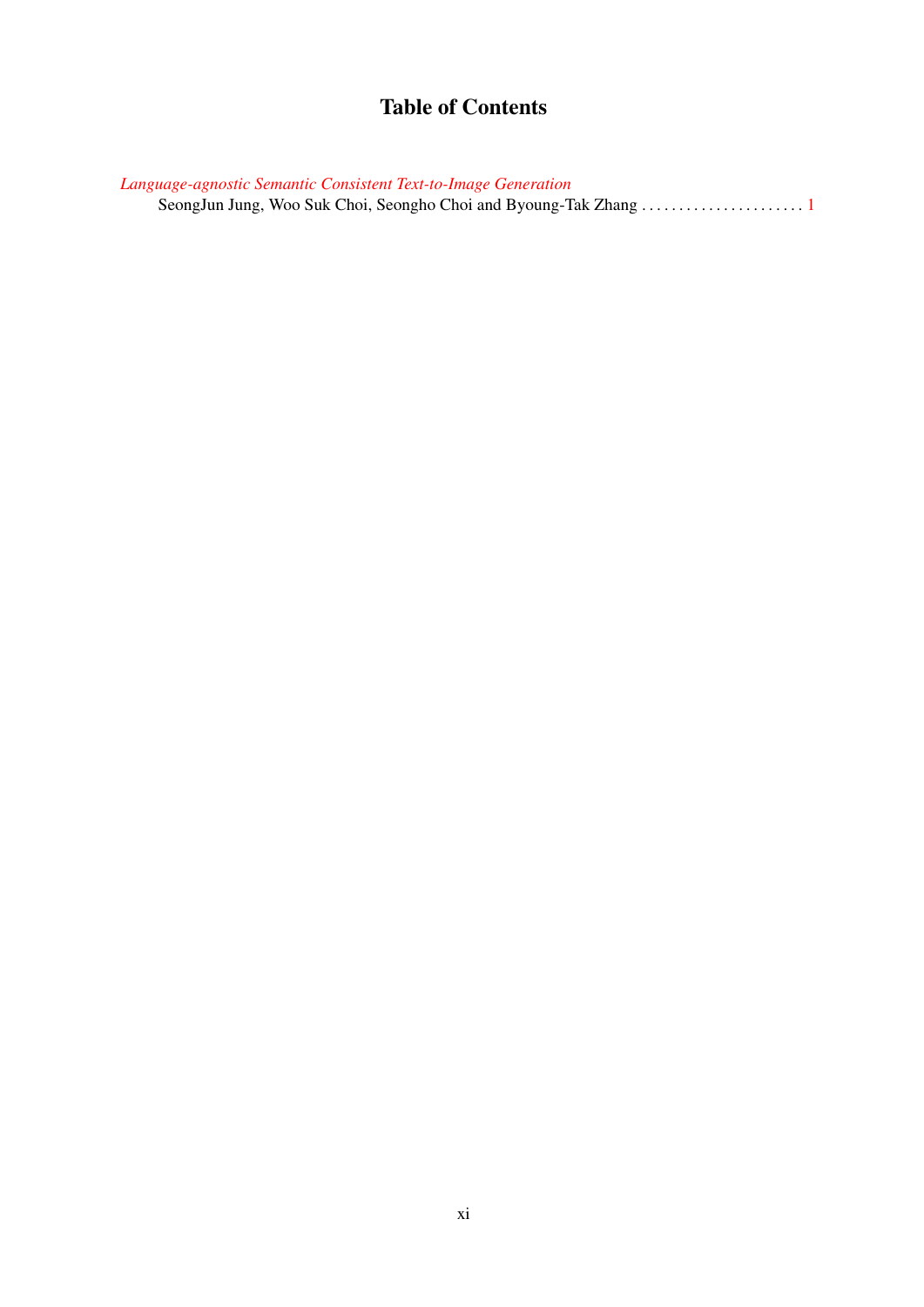# Table of Contents

*Language-agnostic Semantic Consistent Text-to-Image Generation*
SeongJun Jung, Woo Suk Choi, Seongho Choi and Byoung-Tak Zhang . . . . . . . . . . . . . . . . . . . . . . 1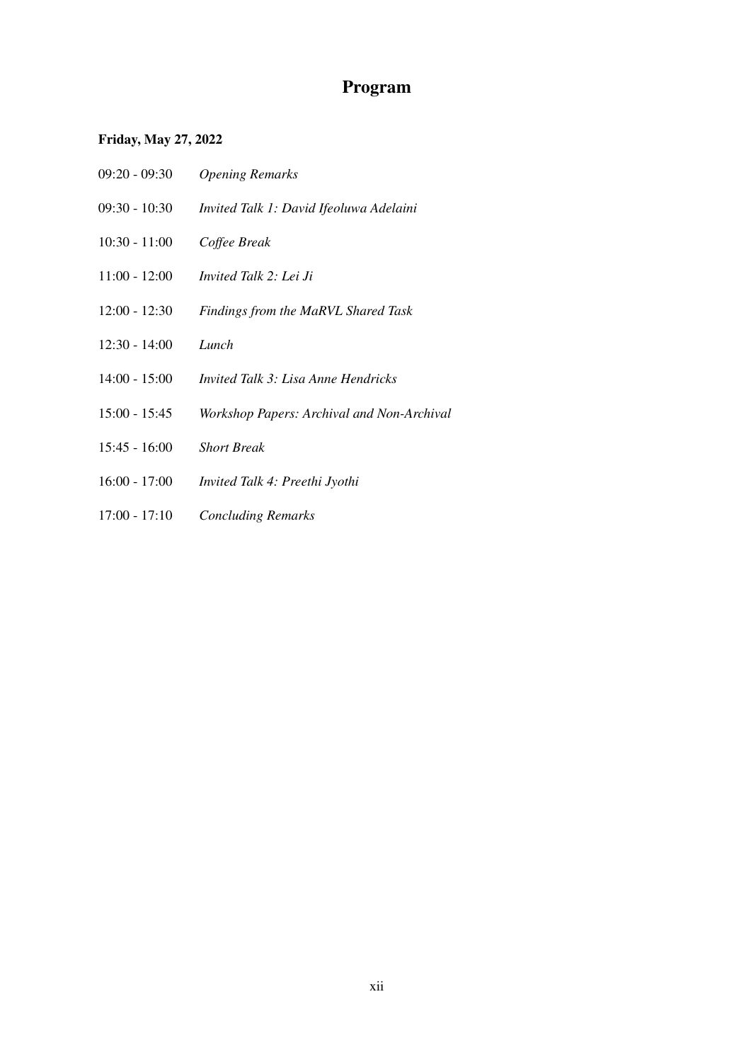# Program

**Friday, May 27, 2022**

| | |
|---|---|
| 09:20 - 09:30 | *Opening Remarks* |
| 09:30 - 10:30 | *Invited Talk 1: David Ifeoluwa Adelaini* |
| 10:30 - 11:00 | *Coffee Break* |
| 11:00 - 12:00 | *Invited Talk 2: Lei Ji* |
| 12:00 - 12:30 | *Findings from the MaRVL Shared Task* |
| 12:30 - 14:00 | *Lunch* |
| 14:00 - 15:00 | *Invited Talk 3: Lisa Anne Hendricks* |
| 15:00 - 15:45 | *Workshop Papers: Archival and Non-Archival* |
| 15:45 - 16:00 | *Short Break* |
| 16:00 - 17:00 | *Invited Talk 4: Preethi Jyothi* |
| 17:00 - 17:10 | *Concluding Remarks* |